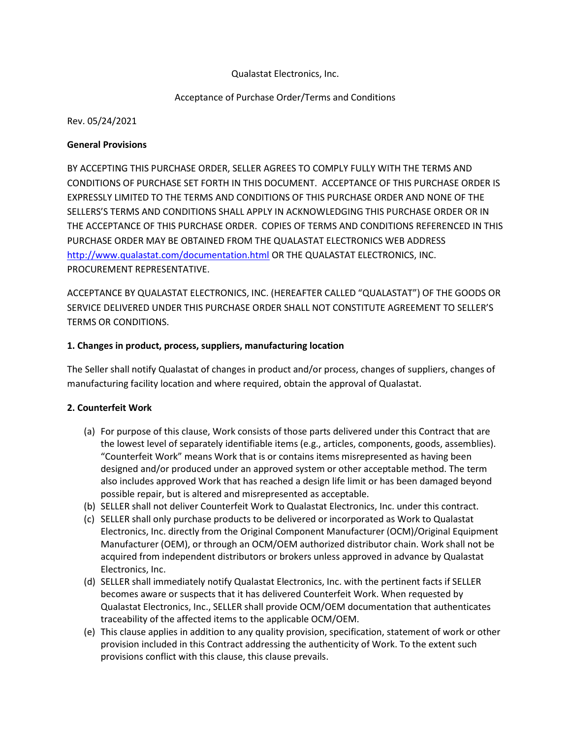Qualastat Electronics, Inc.

Acceptance of Purchase Order/Terms and Conditions

Rev. 05/24/2021

**General Provisions**

BY ACCEPTING THIS PURCHASE ORDER, SELLER AGREES TO COMPLY FULLY WITH THE TERMS AND CONDITIONS OF PURCHASE SET FORTH IN THIS DOCUMENT. ACCEPTANCE OF THIS PURCHASE ORDER IS EXPRESSLY LIMITED TO THE TERMS AND CONDITIONS OF THIS PURCHASE ORDER AND NONE OF THE SELLERS'S TERMS AND CONDITIONS SHALL APPLY IN ACKNOWLEDGING THIS PURCHASE ORDER OR IN THE ACCEPTANCE OF THIS PURCHASE ORDER. COPIES OF TERMS AND CONDITIONS REFERENCED IN THIS PURCHASE ORDER MAY BE OBTAINED FROM THE QUALASTAT ELECTRONICS WEB ADDRESS http://www.qualastat.com/documentation.html OR THE QUALASTAT ELECTRONICS, INC. PROCUREMENT REPRESENTATIVE.

ACCEPTANCE BY QUALASTAT ELECTRONICS, INC. (HEREAFTER CALLED "QUALASTAT") OF THE GOODS OR SERVICE DELIVERED UNDER THIS PURCHASE ORDER SHALL NOT CONSTITUTE AGREEMENT TO SELLER'S TERMS OR CONDITIONS.

**1. Changes in product, process, suppliers, manufacturing location**

The Seller shall notify Qualastat of changes in product and/or process, changes of suppliers, changes of manufacturing facility location and where required, obtain the approval of Qualastat.

**2. Counterfeit Work**

(a) For purpose of this clause, Work consists of those parts delivered under this Contract that are the lowest level of separately identifiable items (e.g., articles, components, goods, assemblies). "Counterfeit Work" means Work that is or contains items misrepresented as having been designed and/or produced under an approved system or other acceptable method. The term also includes approved Work that has reached a design life limit or has been damaged beyond possible repair, but is altered and misrepresented as acceptable.

(b) SELLER shall not deliver Counterfeit Work to Qualastat Electronics, Inc. under this contract.

(c) SELLER shall only purchase products to be delivered or incorporated as Work to Qualastat Electronics, Inc. directly from the Original Component Manufacturer (OCM)/Original Equipment Manufacturer (OEM), or through an OCM/OEM authorized distributor chain. Work shall not be acquired from independent distributors or brokers unless approved in advance by Qualastat Electronics, Inc.

(d) SELLER shall immediately notify Qualastat Electronics, Inc. with the pertinent facts if SELLER becomes aware or suspects that it has delivered Counterfeit Work. When requested by Qualastat Electronics, Inc., SELLER shall provide OCM/OEM documentation that authenticates traceability of the affected items to the applicable OCM/OEM.

(e) This clause applies in addition to any quality provision, specification, statement of work or other provision included in this Contract addressing the authenticity of Work. To the extent such provisions conflict with this clause, this clause prevails.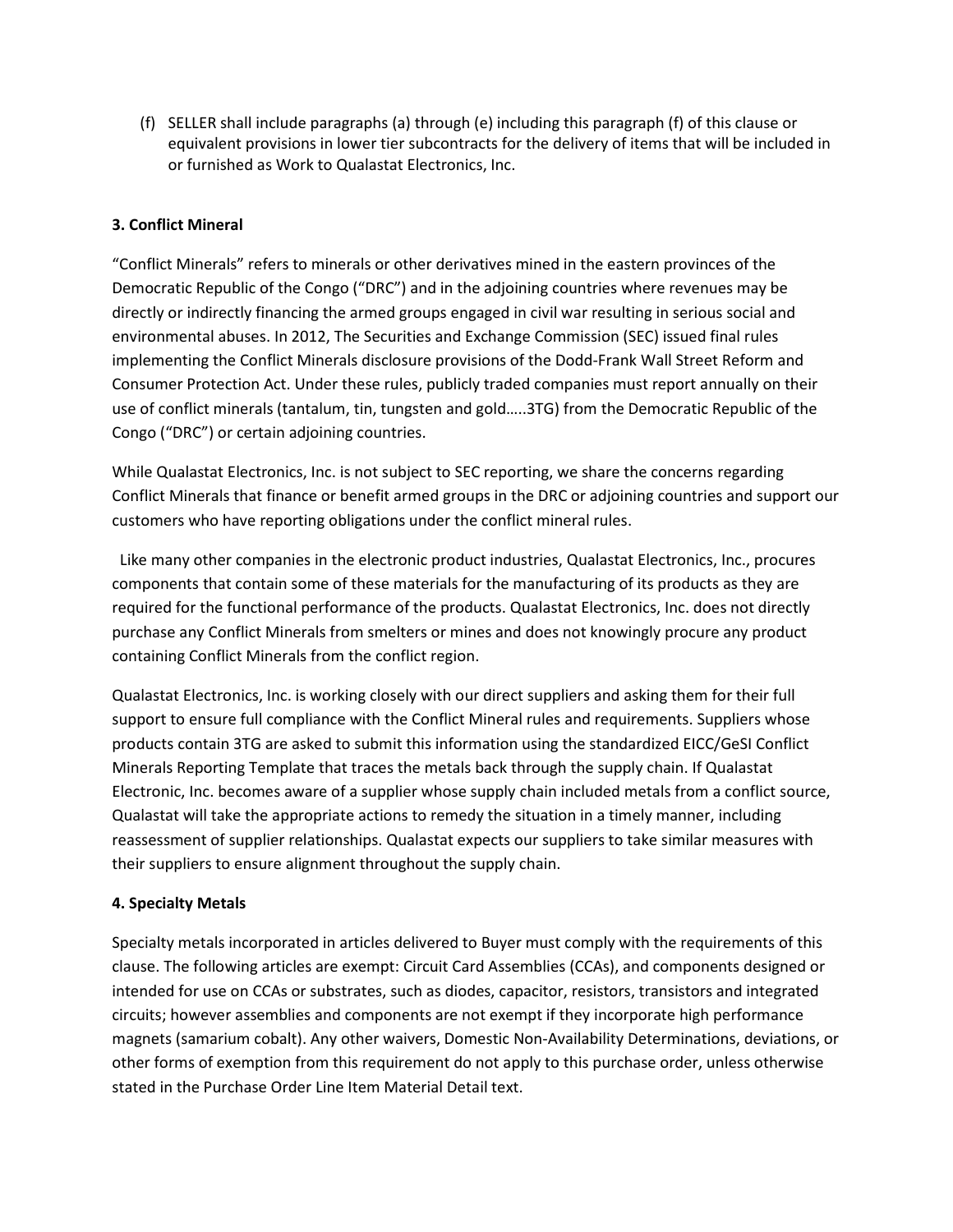(f) SELLER shall include paragraphs (a) through (e) including this paragraph (f) of this clause or equivalent provisions in lower tier subcontracts for the delivery of items that will be included in or furnished as Work to Qualastat Electronics, Inc.

**3. Conflict Mineral**

"Conflict Minerals" refers to minerals or other derivatives mined in the eastern provinces of the Democratic Republic of the Congo ("DRC") and in the adjoining countries where revenues may be directly or indirectly financing the armed groups engaged in civil war resulting in serious social and environmental abuses. In 2012, The Securities and Exchange Commission (SEC) issued final rules implementing the Conflict Minerals disclosure provisions of the Dodd-Frank Wall Street Reform and Consumer Protection Act. Under these rules, publicly traded companies must report annually on their use of conflict minerals (tantalum, tin, tungsten and gold…..3TG) from the Democratic Republic of the Congo ("DRC") or certain adjoining countries.

While Qualastat Electronics, Inc. is not subject to SEC reporting, we share the concerns regarding Conflict Minerals that finance or benefit armed groups in the DRC or adjoining countries and support our customers who have reporting obligations under the conflict mineral rules.

Like many other companies in the electronic product industries, Qualastat Electronics, Inc., procures components that contain some of these materials for the manufacturing of its products as they are required for the functional performance of the products. Qualastat Electronics, Inc. does not directly purchase any Conflict Minerals from smelters or mines and does not knowingly procure any product containing Conflict Minerals from the conflict region.

Qualastat Electronics, Inc. is working closely with our direct suppliers and asking them for their full support to ensure full compliance with the Conflict Mineral rules and requirements. Suppliers whose products contain 3TG are asked to submit this information using the standardized EICC/GeSI Conflict Minerals Reporting Template that traces the metals back through the supply chain. If Qualastat Electronic, Inc. becomes aware of a supplier whose supply chain included metals from a conflict source, Qualastat will take the appropriate actions to remedy the situation in a timely manner, including reassessment of supplier relationships. Qualastat expects our suppliers to take similar measures with their suppliers to ensure alignment throughout the supply chain.

**4. Specialty Metals**

Specialty metals incorporated in articles delivered to Buyer must comply with the requirements of this clause. The following articles are exempt: Circuit Card Assemblies (CCAs), and components designed or intended for use on CCAs or substrates, such as diodes, capacitor, resistors, transistors and integrated circuits; however assemblies and components are not exempt if they incorporate high performance magnets (samarium cobalt). Any other waivers, Domestic Non-Availability Determinations, deviations, or other forms of exemption from this requirement do not apply to this purchase order, unless otherwise stated in the Purchase Order Line Item Material Detail text.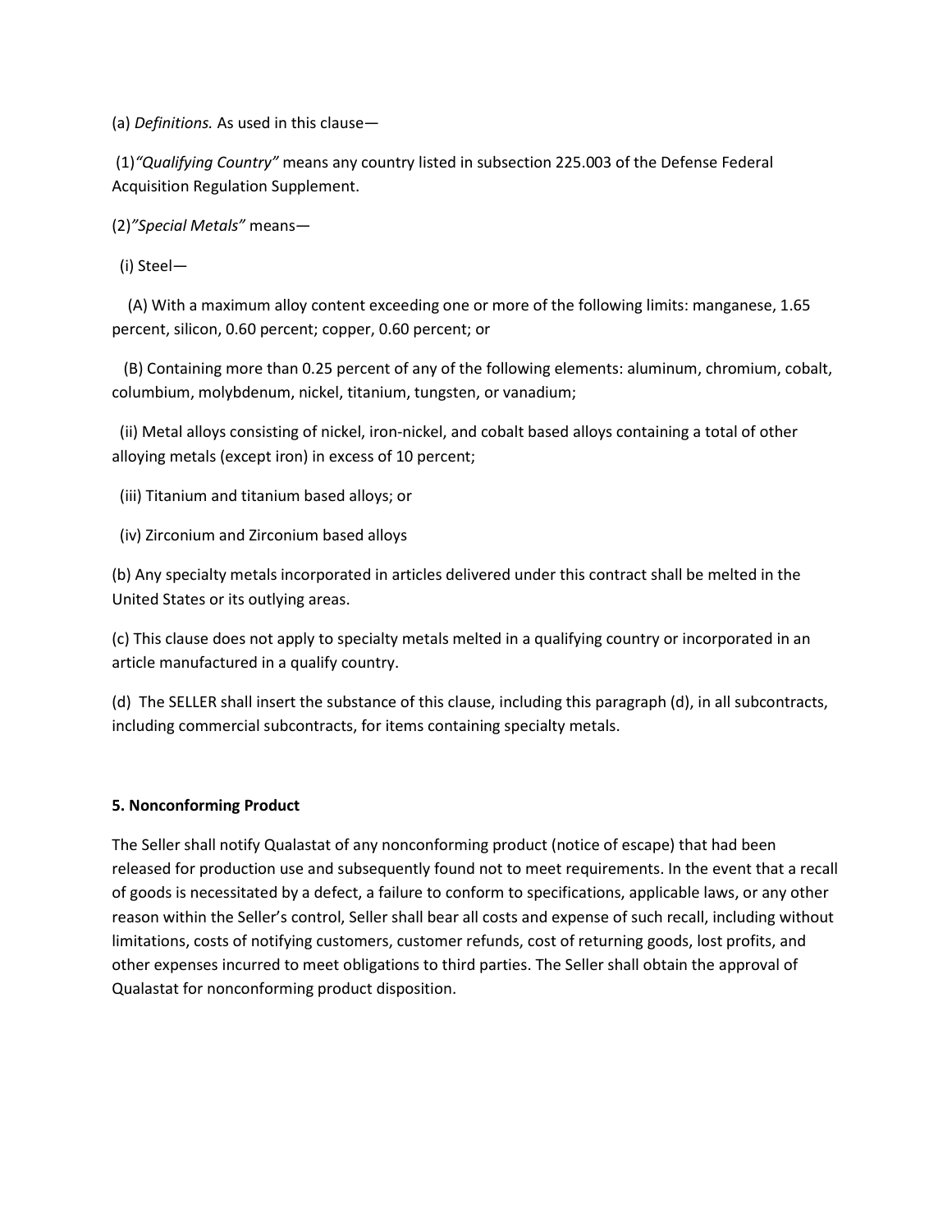(a) *Definitions.* As used in this clause—

(1)*"Qualifying Country"* means any country listed in subsection 225.003 of the Defense Federal Acquisition Regulation Supplement.

(2)*"Special Metals"* means—

(i) Steel—

(A) With a maximum alloy content exceeding one or more of the following limits: manganese, 1.65 percent, silicon, 0.60 percent; copper, 0.60 percent; or

(B) Containing more than 0.25 percent of any of the following elements: aluminum, chromium, cobalt, columbium, molybdenum, nickel, titanium, tungsten, or vanadium;

(ii) Metal alloys consisting of nickel, iron-nickel, and cobalt based alloys containing a total of other alloying metals (except iron) in excess of 10 percent;

(iii) Titanium and titanium based alloys; or

(iv) Zirconium and Zirconium based alloys

(b) Any specialty metals incorporated in articles delivered under this contract shall be melted in the United States or its outlying areas.

(c) This clause does not apply to specialty metals melted in a qualifying country or incorporated in an article manufactured in a qualify country.

(d) The SELLER shall insert the substance of this clause, including this paragraph (d), in all subcontracts, including commercial subcontracts, for items containing specialty metals.

**5. Nonconforming Product**

The Seller shall notify Qualastat of any nonconforming product (notice of escape) that had been released for production use and subsequently found not to meet requirements. In the event that a recall of goods is necessitated by a defect, a failure to conform to specifications, applicable laws, or any other reason within the Seller's control, Seller shall bear all costs and expense of such recall, including without limitations, costs of notifying customers, customer refunds, cost of returning goods, lost profits, and other expenses incurred to meet obligations to third parties. The Seller shall obtain the approval of Qualastat for nonconforming product disposition.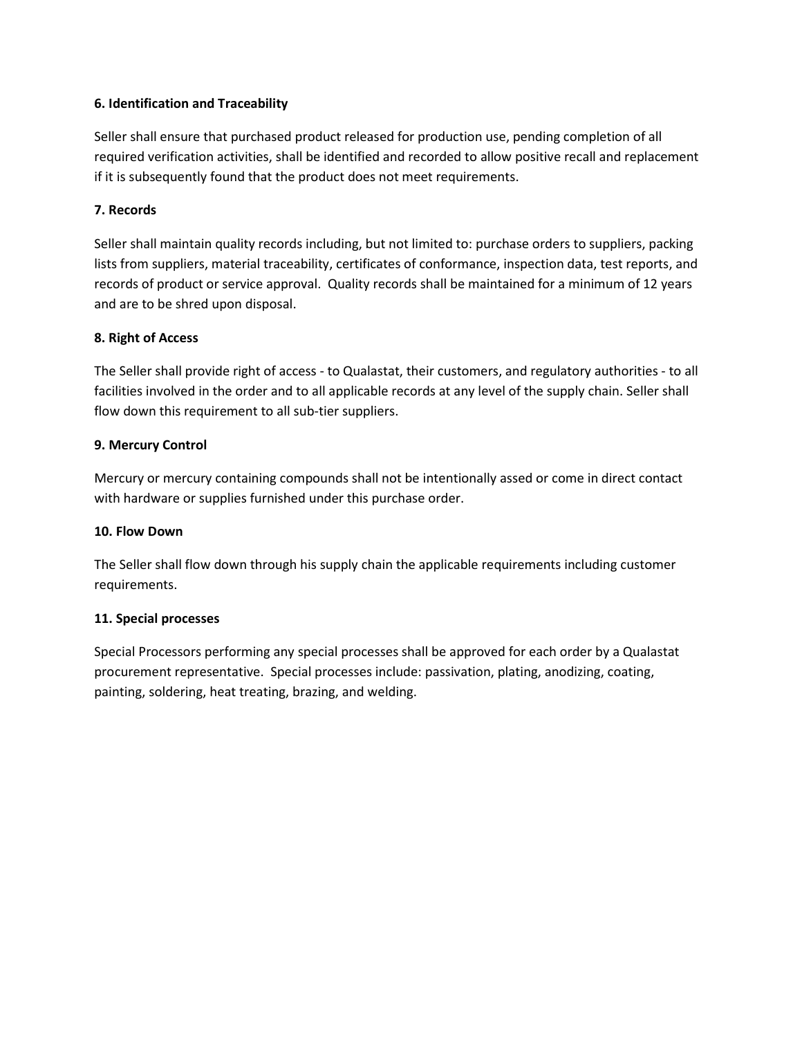**6. Identification and Traceability**

Seller shall ensure that purchased product released for production use, pending completion of all required verification activities, shall be identified and recorded to allow positive recall and replacement if it is subsequently found that the product does not meet requirements.

**7. Records**

Seller shall maintain quality records including, but not limited to: purchase orders to suppliers, packing lists from suppliers, material traceability, certificates of conformance, inspection data, test reports, and records of product or service approval. Quality records shall be maintained for a minimum of 12 years and are to be shred upon disposal.

**8. Right of Access**

The Seller shall provide right of access - to Qualastat, their customers, and regulatory authorities - to all facilities involved in the order and to all applicable records at any level of the supply chain. Seller shall flow down this requirement to all sub-tier suppliers.

**9. Mercury Control**

Mercury or mercury containing compounds shall not be intentionally assed or come in direct contact with hardware or supplies furnished under this purchase order.

**10. Flow Down**

The Seller shall flow down through his supply chain the applicable requirements including customer requirements.

**11. Special processes**

Special Processors performing any special processes shall be approved for each order by a Qualastat procurement representative. Special processes include: passivation, plating, anodizing, coating, painting, soldering, heat treating, brazing, and welding.